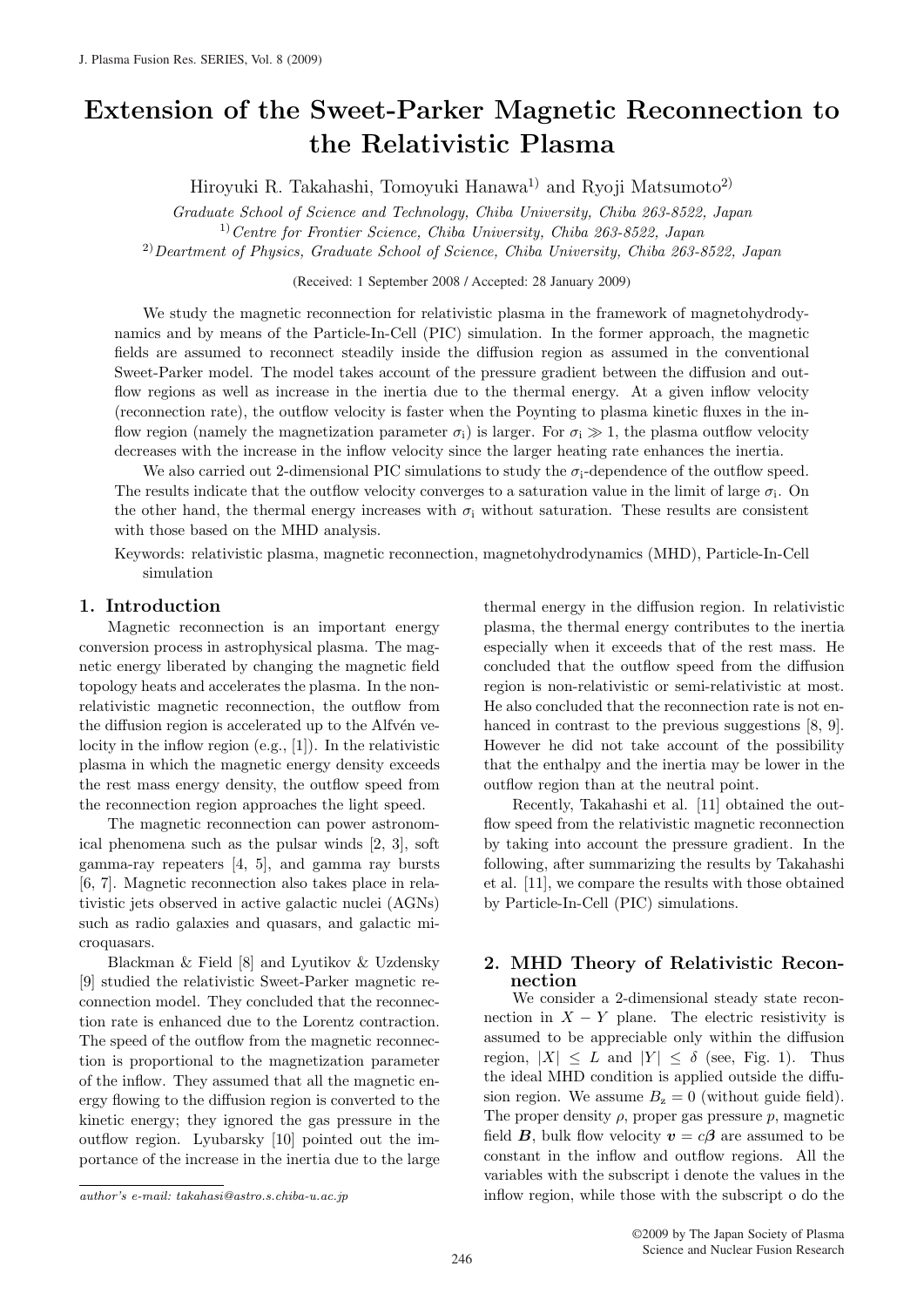# Extension of the Sweet-Parker Magnetic Reconnection to the Relativistic Plasma

Hiroyuki R. Takahashi, Tomoyuki Hanawa[1)] and Ryoji Matsumoto[2)]

*Graduate School of Science and Technology, Chiba University, Chiba 263-8522, Japan*
[1)] *Centre for Frontier Science, Chiba University, Chiba 263-8522, Japan*
[2)] *Deartment of Physics, Graduate School of Science, Chiba University, Chiba 263-8522, Japan*

(Received: 1 September 2008 / Accepted: 28 January 2009)

We study the magnetic reconnection for relativistic plasma in the framework of magnetohydrodynamics and by means of the Particle-In-Cell (PIC) simulation. In the former approach, the magnetic fields are assumed to reconnect steadily inside the diffusion region as assumed in the conventional Sweet-Parker model. The model takes account of the pressure gradient between the diffusion and outflow regions as well as increase in the inertia due to the thermal energy. At a given inflow velocity (reconnection rate), the outflow velocity is faster when the Poynting to plasma kinetic fluxes in the inflow region (namely the magnetization parameter $\sigma_{\rm i}$) is larger. For $\sigma_{\rm i} \gg 1$, the plasma outflow velocity decreases with the increase in the inflow velocity since the larger heating rate enhances the inertia.

We also carried out 2-dimensional PIC simulations to study the $\sigma_{\rm i}$-dependence of the outflow speed. The results indicate that the outflow velocity converges to a saturation value in the limit of large $\sigma_{\rm i}$. On the other hand, the thermal energy increases with $\sigma_{\rm i}$ without saturation. These results are consistent with those based on the MHD analysis.

Keywords: relativistic plasma, magnetic reconnection, magnetohydrodynamics (MHD), Particle-In-Cell simulation

## 1. Introduction

Magnetic reconnection is an important energy conversion process in astrophysical plasma. The magnetic energy liberated by changing the magnetic field topology heats and accelerates the plasma. In the non-relativistic magnetic reconnection, the outflow from the diffusion region is accelerated up to the Alfvén velocity in the inflow region (e.g., [1]). In the relativistic plasma in which the magnetic energy density exceeds the rest mass energy density, the outflow speed from the reconnection region approaches the light speed.

The magnetic reconnection can power astronomical phenomena such as the pulsar winds [2, 3], soft gamma-ray repeaters [4, 5], and gamma ray bursts [6, 7]. Magnetic reconnection also takes place in relativistic jets observed in active galactic nuclei (AGNs) such as radio galaxies and quasars, and galactic microquasars.

Blackman & Field [8] and Lyutikov & Uzdensky [9] studied the relativistic Sweet-Parker magnetic reconnection model. They concluded that the reconnection rate is enhanced due to the Lorentz contraction. The speed of the outflow from the magnetic reconnection is proportional to the magnetization parameter of the inflow. They assumed that all the magnetic energy flowing to the diffusion region is converted to the kinetic energy; they ignored the gas pressure in the outflow region. Lyubarsky [10] pointed out the importance of the increase in the inertia due to the large thermal energy in the diffusion region. In relativistic plasma, the thermal energy contributes to the inertia especially when it exceeds that of the rest mass. He concluded that the outflow speed from the diffusion region is non-relativistic or semi-relativistic at most. He also concluded that the reconnection rate is not enhanced in contrast to the previous suggestions [8, 9]. However he did not take account of the possibility that the enthalpy and the inertia may be lower in the outflow region than at the neutral point.

Recently, Takahashi et al. [11] obtained the outflow speed from the relativistic magnetic reconnection by taking into account the pressure gradient. In the following, after summarizing the results by Takahashi et al. [11], we compare the results with those obtained by Particle-In-Cell (PIC) simulations.

## 2. MHD Theory of Relativistic Reconnection

We consider a 2-dimensional steady state reconnection in $X-Y$ plane. The electric resistivity is assumed to be appreciable only within the diffusion region, $|X| \leq L$ and $|Y| \leq \delta$ (see, Fig. 1). Thus the ideal MHD condition is applied outside the diffusion region. We assume $B_{\rm z} = 0$ (without guide field). The proper density $\rho$, proper gas pressure $p$, magnetic field $\boldsymbol{B}$, bulk flow velocity $\boldsymbol{v} = c\boldsymbol{\beta}$ are assumed to be constant in the inflow and outflow regions. All the variables with the subscript i denote the values in the inflow region, while those with the subscript o do the

*author's e-mail: takahasi@astro.s.chiba-u.ac.jp*

©2009 by The Japan Society of Plasma Science and Nuclear Fusion Research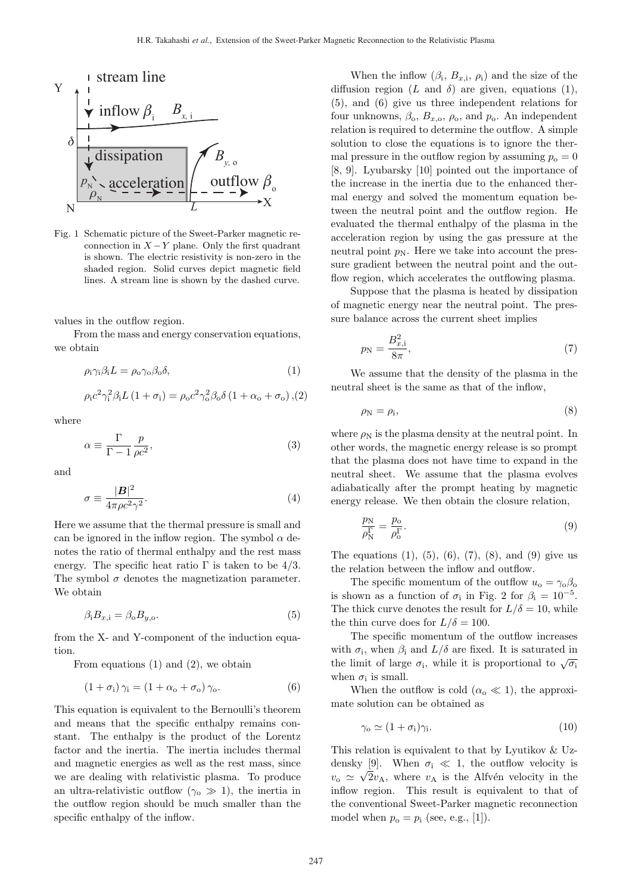Fig. 1 Schematic picture of the Sweet-Parker magnetic reconnection in $X-Y$ plane. Only the first quadrant is shown. The electric resistivity is non-zero in the shaded region. Solid curves depict magnetic field lines. A stream line is shown by the dashed curve.

values in the outflow region.

From the mass and energy conservation equations, we obtain

$$\rho_{\rm i}\gamma_{\rm i}\beta_{\rm i}L = \rho_{\rm o}\gamma_{\rm o}\beta_{\rm o}\delta, \tag{1}$$

$$\rho_{\rm i}c^2\gamma_{\rm i}^2\beta_{\rm i}L\left(1+\sigma_{\rm i}\right) = \rho_{\rm o}c^2\gamma_{\rm o}^2\beta_{\rm o}\delta\left(1+\alpha_{\rm o}+\sigma_{\rm o}\right), \tag{2}$$

where

$$\alpha \equiv \frac{\Gamma}{\Gamma-1}\frac{p}{\rho c^2}, \tag{3}$$

and

$$\sigma \equiv \frac{|\boldsymbol{B}|^2}{4\pi\rho c^2\gamma^2}. \tag{4}$$

Here we assume that the thermal pressure is small and can be ignored in the inflow region. The symbol $\alpha$ denotes the ratio of thermal enthalpy and the rest mass energy. The specific heat ratio $\Gamma$ is taken to be $4/3$. The symbol $\sigma$ denotes the magnetization parameter. We obtain

$$\beta_{\rm i}B_{x,{\rm i}} = \beta_{\rm o}B_{y,{\rm o}}. \tag{5}$$

from the X- and Y-component of the induction equation.

From equations (1) and (2), we obtain

$$\left(1+\sigma_{\rm i}\right)\gamma_{\rm i} = \left(1+\alpha_{\rm o}+\sigma_{\rm o}\right)\gamma_{\rm o}. \tag{6}$$

This equation is equivalent to the Bernoulli's theorem and means that the specific enthalpy remains constant. The enthalpy is the product of the Lorentz factor and the inertia. The inertia includes thermal and magnetic energies as well as the rest mass, since we are dealing with relativistic plasma. To produce an ultra-relativistic outflow ($\gamma_{\rm o} \gg 1$), the inertia in the outflow region should be much smaller than the specific enthalpy of the inflow.

When the inflow ($\beta_{\rm i}$, $B_{x,{\rm i}}$, $\rho_{\rm i}$) and the size of the diffusion region ($L$ and $\delta$) are given, equations (1), (5), and (6) give us three independent relations for four unknowns, $\beta_{\rm o}$, $B_{x,{\rm o}}$, $\rho_{\rm o}$, and $p_{\rm o}$. An independent relation is required to determine the outflow. A simple solution to close the equations is to ignore the thermal pressure in the outflow region by assuming $p_{\rm o} = 0$ [8, 9]. Lyubarsky [10] pointed out the importance of the increase in the inertia due to the enhanced thermal energy and solved the momentum equation between the neutral point and the outflow region. He evaluated the thermal enthalpy of the plasma in the acceleration region by using the gas pressure at the neutral point $p_{\rm N}$. Here we take into account the pressure gradient between the neutral point and the outflow region, which accelerates the outflowing plasma.

Suppose that the plasma is heated by dissipation of magnetic energy near the neutral point. The pressure balance across the current sheet implies

$$p_{\rm N} = \frac{B_{x,{\rm i}}^2}{8\pi}, \tag{7}$$

We assume that the density of the plasma in the neutral sheet is the same as that of the inflow,

$$\rho_{\rm N} = \rho_{\rm i}, \tag{8}$$

where $\rho_{\rm N}$ is the plasma density at the neutral point. In other words, the magnetic energy release is so prompt that the plasma does not have time to expand in the neutral sheet. We assume that the plasma evolves adiabatically after the prompt heating by magnetic energy release. We then obtain the closure relation,

$$\frac{p_{\rm N}}{\rho_{\rm N}^{\Gamma}} = \frac{p_{\rm o}}{\rho_{\rm o}^{\Gamma}}. \tag{9}$$

The equations (1), (5), (6), (7), (8), and (9) give us the relation between the inflow and outflow.

The specific momentum of the outflow $u_{\rm o} = \gamma_{\rm o}\beta_{\rm o}$ is shown as a function of $\sigma_{\rm i}$ in Fig. 2 for $\beta_{\rm i} = 10^{-5}$. The thick curve denotes the result for $L/\delta = 10$, while the thin curve does for $L/\delta = 100$.

The specific momentum of the outflow increases with $\sigma_{\rm i}$, when $\beta_{\rm i}$ and $L/\delta$ are fixed. It is saturated in the limit of large $\sigma_{\rm i}$, while it is proportional to $\sqrt{\sigma_{\rm i}}$ when $\sigma_{\rm i}$ is small.

When the outflow is cold ($\alpha_{\rm o} \ll 1$), the approximate solution can be obtained as

$$\gamma_{\rm o} \simeq (1+\sigma_{\rm i})\gamma_{\rm i}. \tag{10}$$

This relation is equivalent to that by Lyutikov & Uzdensky [9]. When $\sigma_{\rm i} \ll 1$, the outflow velocity is $v_{\rm o} \simeq \sqrt{2}v_{\rm A}$, where $v_{\rm A}$ is the Alfvén velocity in the inflow region. This result is equivalent to that of the conventional Sweet-Parker magnetic reconnection model when $p_{\rm o} = p_{\rm i}$ (see, e.g., [1]).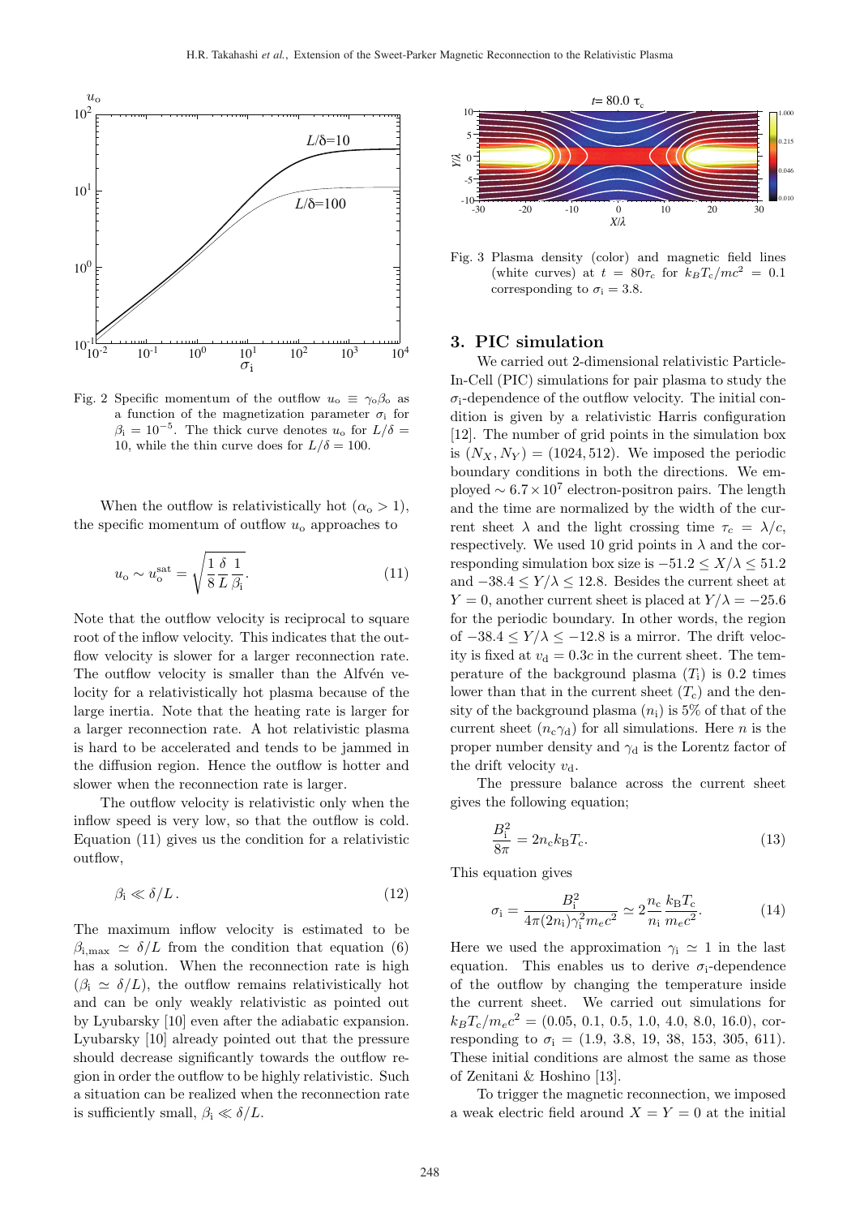Fig. 2 Specific momentum of the outflow $u_o \equiv \gamma_o\beta_o$ as a function of the magnetization parameter $\sigma_i$ for $\beta_i = 10^{-5}$. The thick curve denotes $u_o$ for $L/\delta = 10$, while the thin curve does for $L/\delta = 100$.

When the outflow is relativistically hot ($\alpha_o > 1$), the specific momentum of outflow $u_o$ approaches to

$$u_o \sim u_o^{\rm sat} = \sqrt{\frac{1}{8}\frac{\delta}{L}\frac{1}{\beta_i}}. \tag{11}$$

Note that the outflow velocity is reciprocal to square root of the inflow velocity. This indicates that the outflow velocity is slower for a larger reconnection rate. The outflow velocity is smaller than the Alfvén velocity for a relativistically hot plasma because of the large inertia. Note that the heating rate is larger for a larger reconnection rate. A hot relativistic plasma is hard to be accelerated and tends to be jammed in the diffusion region. Hence the outflow is hotter and slower when the reconnection rate is larger.

The outflow velocity is relativistic only when the inflow speed is very low, so that the outflow is cold. Equation (11) gives us the condition for a relativistic outflow,

$$\beta_i \ll \delta/L\,. \tag{12}$$

The maximum inflow velocity is estimated to be $\beta_{i,\max} \simeq \delta/L$ from the condition that equation (6) has a solution. When the reconnection rate is high ($\beta_i \simeq \delta/L$), the outflow remains relativistically hot and can be only weakly relativistic as pointed out by Lyubarsky [10] even after the adiabatic expansion. Lyubarsky [10] already pointed out that the pressure should decrease significantly towards the outflow region in order the outflow to be highly relativistic. Such a situation can be realized when the reconnection rate is sufficiently small, $\beta_i \ll \delta/L$.

Fig. 3 Plasma density (color) and magnetic field lines (white curves) at $t = 80\tau_c$ for $k_BT_c/mc^2 = 0.1$ corresponding to $\sigma_i = 3.8$.

## 3. PIC simulation

We carried out 2-dimensional relativistic Particle-In-Cell (PIC) simulations for pair plasma to study the $\sigma_i$-dependence of the outflow velocity. The initial condition is given by a relativistic Harris configuration [12]. The number of grid points in the simulation box is $(N_X, N_Y) = (1024, 512)$. We imposed the periodic boundary conditions in both the directions. We employed $\sim 6.7\times10^7$ electron-positron pairs. The length and the time are normalized by the width of the current sheet $\lambda$ and the light crossing time $\tau_c = \lambda/c$, respectively. We used 10 grid points in $\lambda$ and the corresponding simulation box size is $-51.2 \le X/\lambda \le 51.2$ and $-38.4 \le Y/\lambda \le 12.8$. Besides the current sheet at $Y = 0$, another current sheet is placed at $Y/\lambda = -25.6$ for the periodic boundary. In other words, the region of $-38.4 \le Y/\lambda \le -12.8$ is a mirror. The drift velocity is fixed at $v_d = 0.3c$ in the current sheet. The temperature of the background plasma ($T_i$) is 0.2 times lower than that in the current sheet ($T_c$) and the density of the background plasma ($n_i$) is 5% of that of the current sheet ($n_c\gamma_d$) for all simulations. Here $n$ is the proper number density and $\gamma_d$ is the Lorentz factor of the drift velocity $v_d$.

The pressure balance across the current sheet gives the following equation;

$$\frac{B_i^2}{8\pi} = 2n_c k_B T_c. \tag{13}$$

This equation gives

$$\sigma_i = \frac{B_i^2}{4\pi(2n_i)\gamma_i^2 m_e c^2} \simeq 2\frac{n_c}{n_i}\frac{k_B T_c}{m_e c^2}. \tag{14}$$

Here we used the approximation $\gamma_i \simeq 1$ in the last equation. This enables us to derive $\sigma_i$-dependence of the outflow by changing the temperature inside the current sheet. We carried out simulations for $k_BT_c/m_ec^2 = (0.05, 0.1, 0.5, 1.0, 4.0, 8.0, 16.0)$, corresponding to $\sigma_i = (1.9, 3.8, 19, 38, 153, 305, 611)$. These initial conditions are almost the same as those of Zenitani & Hoshino [13].

To trigger the magnetic reconnection, we imposed a weak electric field around $X = Y = 0$ at the initial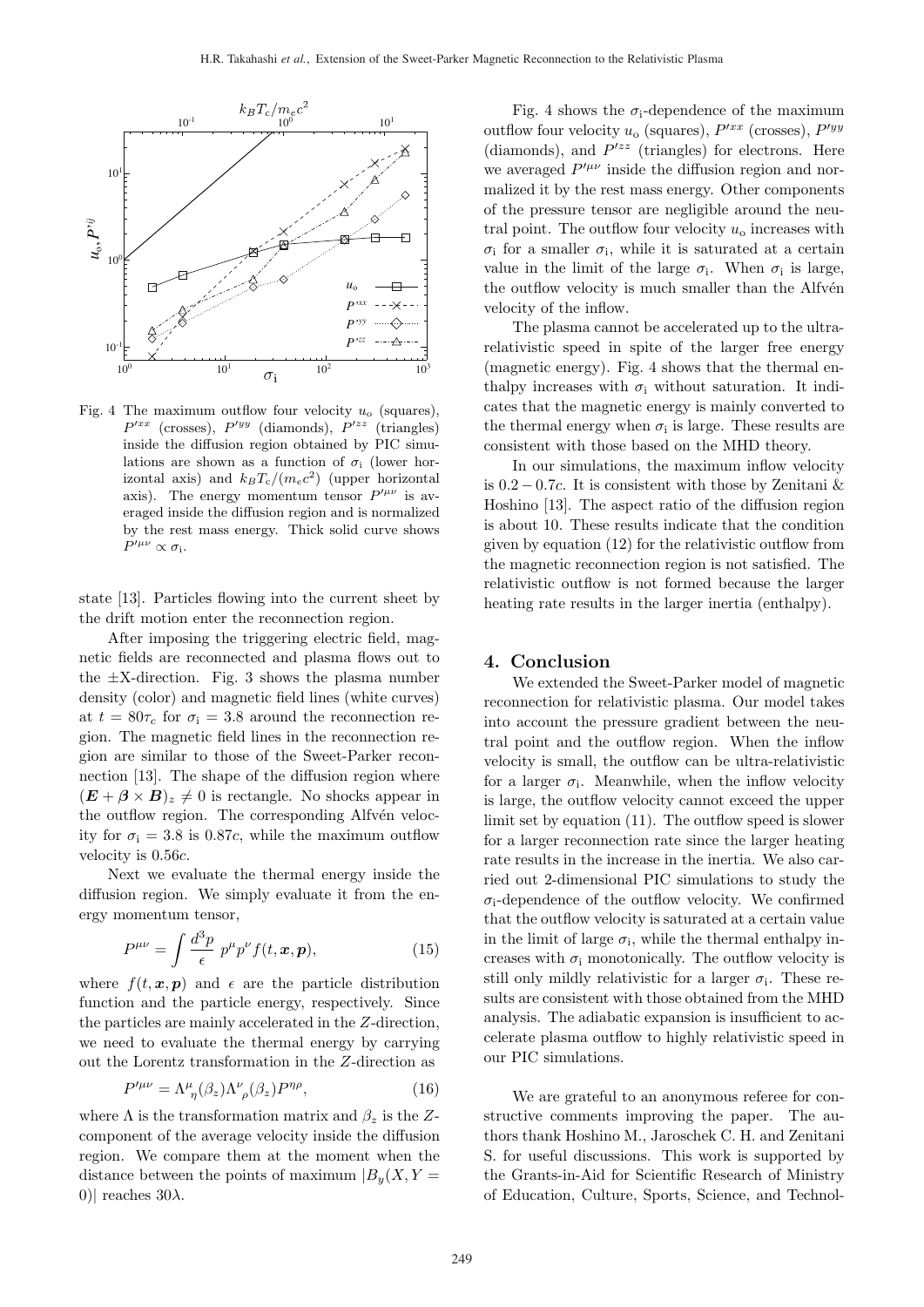Fig. 4 The maximum outflow four velocity $u_o$ (squares), $P'^{xx}$ (crosses), $P'^{yy}$ (diamonds), $P'^{zz}$ (triangles) inside the diffusion region obtained by PIC simulations are shown as a function of $\sigma_i$ (lower horizontal axis) and $k_BT_c/(m_ec^2)$ (upper horizontal axis). The energy momentum tensor $P'^{\mu\nu}$ is averaged inside the diffusion region and is normalized by the rest mass energy. Thick solid curve shows $P'^{\mu\nu} \propto \sigma_i$.

state [13]. Particles flowing into the current sheet by the drift motion enter the reconnection region.

After imposing the triggering electric field, magnetic fields are reconnected and plasma flows out to the $\pm$X-direction. Fig. 3 shows the plasma number density (color) and magnetic field lines (white curves) at $t = 80\tau_c$ for $\sigma_i = 3.8$ around the reconnection region. The magnetic field lines in the reconnection region are similar to those of the Sweet-Parker reconnection [13]. The shape of the diffusion region where $(\boldsymbol{E} + \boldsymbol{\beta} \times \boldsymbol{B})_z \neq 0$ is rectangle. No shocks appear in the outflow region. The corresponding Alfvén velocity for $\sigma_i = 3.8$ is $0.87c$, while the maximum outflow velocity is $0.56c$.

Next we evaluate the thermal energy inside the diffusion region. We simply evaluate it from the energy momentum tensor,

$$P^{\mu\nu} = \int \frac{d^3p}{\epsilon}\ p^\mu p^\nu f(t, \boldsymbol{x}, \boldsymbol{p}), \tag{15}$$

where $f(t, \boldsymbol{x}, \boldsymbol{p})$ and $\epsilon$ are the particle distribution function and the particle energy, respectively. Since the particles are mainly accelerated in the $Z$-direction, we need to evaluate the thermal energy by carrying out the Lorentz transformation in the $Z$-direction as

$$P'^{\mu\nu} = \Lambda^\mu{}_\eta(\beta_z)\Lambda^\nu{}_\rho(\beta_z)P^{\eta\rho}, \tag{16}$$

where $\Lambda$ is the transformation matrix and $\beta_z$ is the $Z$-component of the average velocity inside the diffusion region. We compare them at the moment when the distance between the points of maximum $|B_y(X, Y = 0)|$ reaches $30\lambda$.

Fig. 4 shows the $\sigma_i$-dependence of the maximum outflow four velocity $u_o$ (squares), $P'^{xx}$ (crosses), $P'^{yy}$ (diamonds), and $P'^{zz}$ (triangles) for electrons. Here we averaged $P'^{\mu\nu}$ inside the diffusion region and normalized it by the rest mass energy. Other components of the pressure tensor are negligible around the neutral point. The outflow four velocity $u_o$ increases with $\sigma_i$ for a smaller $\sigma_i$, while it is saturated at a certain value in the limit of the large $\sigma_i$. When $\sigma_i$ is large, the outflow velocity is much smaller than the Alfvén velocity of the inflow.

The plasma cannot be accelerated up to the ultra-relativistic speed in spite of the larger free energy (magnetic energy). Fig. 4 shows that the thermal enthalpy increases with $\sigma_i$ without saturation. It indicates that the magnetic energy is mainly converted to the thermal energy when $\sigma_i$ is large. These results are consistent with those based on the MHD theory.

In our simulations, the maximum inflow velocity is $0.2 - 0.7c$. It is consistent with those by Zenitani & Hoshino [13]. The aspect ratio of the diffusion region is about 10. These results indicate that the condition given by equation (12) for the relativistic outflow from the magnetic reconnection region is not satisfied. The relativistic outflow is not formed because the larger heating rate results in the larger inertia (enthalpy).

## 4. Conclusion

We extended the Sweet-Parker model of magnetic reconnection for relativistic plasma. Our model takes into account the pressure gradient between the neutral point and the outflow region. When the inflow velocity is small, the outflow can be ultra-relativistic for a larger $\sigma_i$. Meanwhile, when the inflow velocity is large, the outflow velocity cannot exceed the upper limit set by equation (11). The outflow speed is slower for a larger reconnection rate since the larger heating rate results in the increase in the inertia. We also carried out 2-dimensional PIC simulations to study the $\sigma_i$-dependence of the outflow velocity. We confirmed that the outflow velocity is saturated at a certain value in the limit of large $\sigma_i$, while the thermal enthalpy increases with $\sigma_i$ monotonically. The outflow velocity is still only mildly relativistic for a larger $\sigma_i$. These results are consistent with those obtained from the MHD analysis. The adiabatic expansion is insufficient to accelerate plasma outflow to highly relativistic speed in our PIC simulations.

We are grateful to an anonymous referee for constructive comments improving the paper. The authors thank Hoshino M., Jaroschek C. H. and Zenitani S. for useful discussions. This work is supported by the Grants-in-Aid for Scientific Research of Ministry of Education, Culture, Sports, Science, and Technol-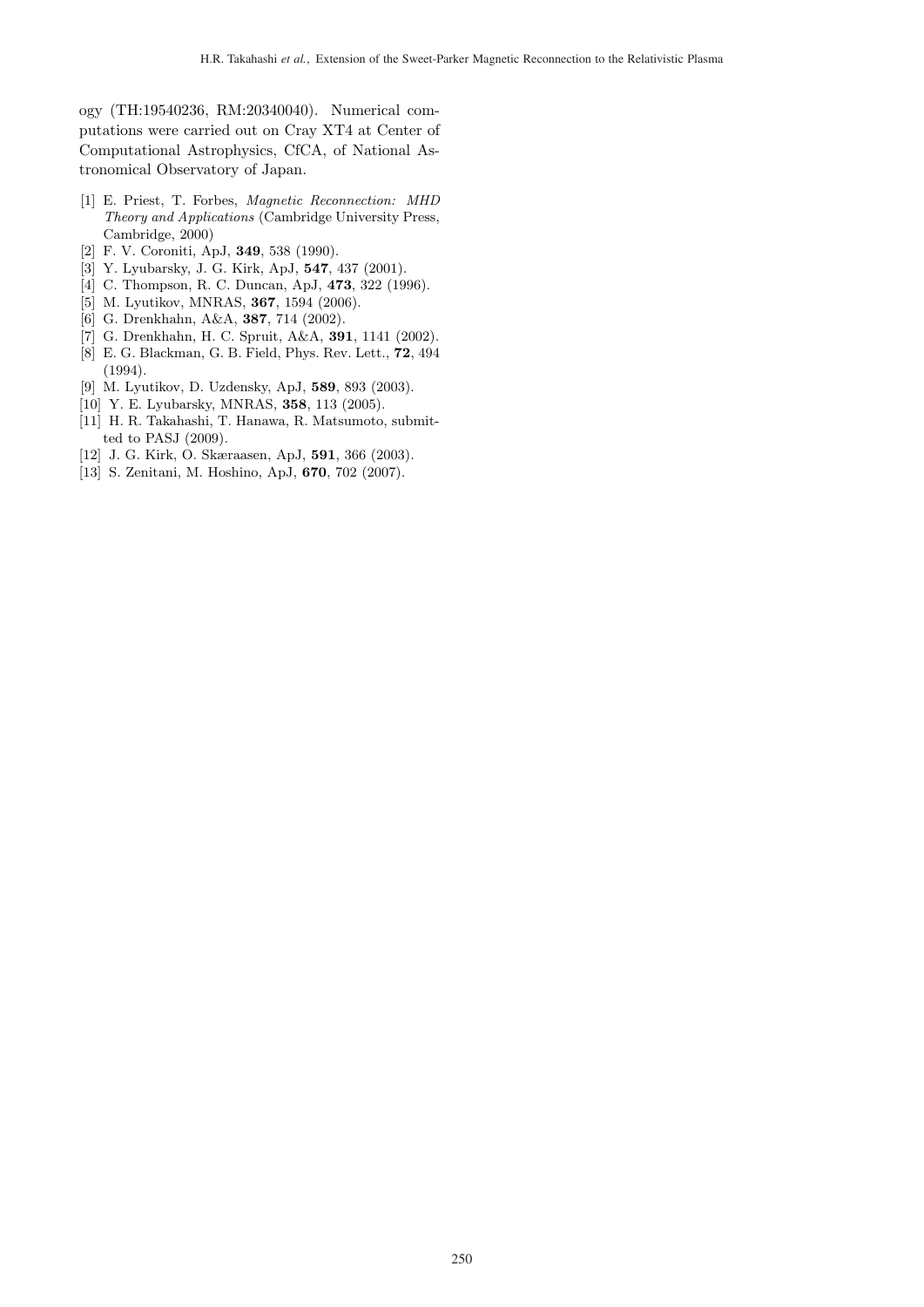ogy (TH:19540236, RM:20340040). Numerical computations were carried out on Cray XT4 at Center of Computational Astrophysics, CfCA, of National Astronomical Observatory of Japan.

[1] E. Priest, T. Forbes, *Magnetic Reconnection: MHD Theory and Applications* (Cambridge University Press, Cambridge, 2000)

[2] F. V. Coroniti, ApJ, **349**, 538 (1990).

[3] Y. Lyubarsky, J. G. Kirk, ApJ, **547**, 437 (2001).

[4] C. Thompson, R. C. Duncan, ApJ, **473**, 322 (1996).

[5] M. Lyutikov, MNRAS, **367**, 1594 (2006).

[6] G. Drenkhahn, A&A, **387**, 714 (2002).

[7] G. Drenkhahn, H. C. Spruit, A&A, **391**, 1141 (2002).

[8] E. G. Blackman, G. B. Field, Phys. Rev. Lett., **72**, 494 (1994).

[9] M. Lyutikov, D. Uzdensky, ApJ, **589**, 893 (2003).

[10] Y. E. Lyubarsky, MNRAS, **358**, 113 (2005).

[11] H. R. Takahashi, T. Hanawa, R. Matsumoto, submitted to PASJ (2009).

[12] J. G. Kirk, O. Skæraasen, ApJ, **591**, 366 (2003).

[13] S. Zenitani, M. Hoshino, ApJ, **670**, 702 (2007).